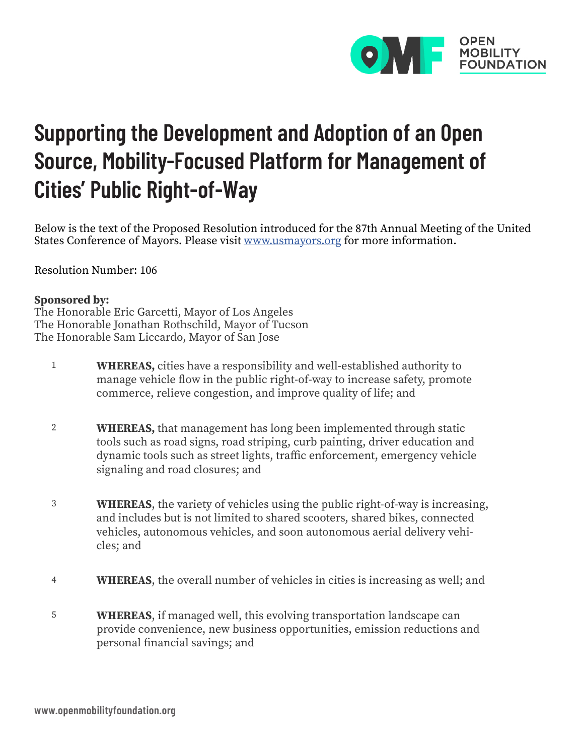# Supporting the Development and Adoption of an Open Source, Mobility-Focused Platform for Management of Cities' Public Right-of-Way

Below is the text of the Proposed Resolution introduced for the 87th Annual Meeting of the United States Conference of Mayors. Please visit [www.usmayors.org](http://www.usmayors.org) for more information.

Resolution Number: 106

**Sponsored by:**
The Honorable Eric Garcetti, Mayor of Los Angeles
The Honorable Jonathan Rothschild, Mayor of Tucson
The Honorable Sam Liccardo, Mayor of San Jose

1 **WHEREAS,** cities have a responsibility and well-established authority to manage vehicle flow in the public right-of-way to increase safety, promote commerce, relieve congestion, and improve quality of life; and

2 **WHEREAS,** that management has long been implemented through static tools such as road signs, road striping, curb painting, driver education and dynamic tools such as street lights, traffic enforcement, emergency vehicle signaling and road closures; and

3 **WHEREAS**, the variety of vehicles using the public right-of-way is increasing, and includes but is not limited to shared scooters, shared bikes, connected vehicles, autonomous vehicles, and soon autonomous aerial delivery vehicles; and

4 **WHEREAS**, the overall number of vehicles in cities is increasing as well; and

5 **WHEREAS**, if managed well, this evolving transportation landscape can provide convenience, new business opportunities, emission reductions and personal financial savings; and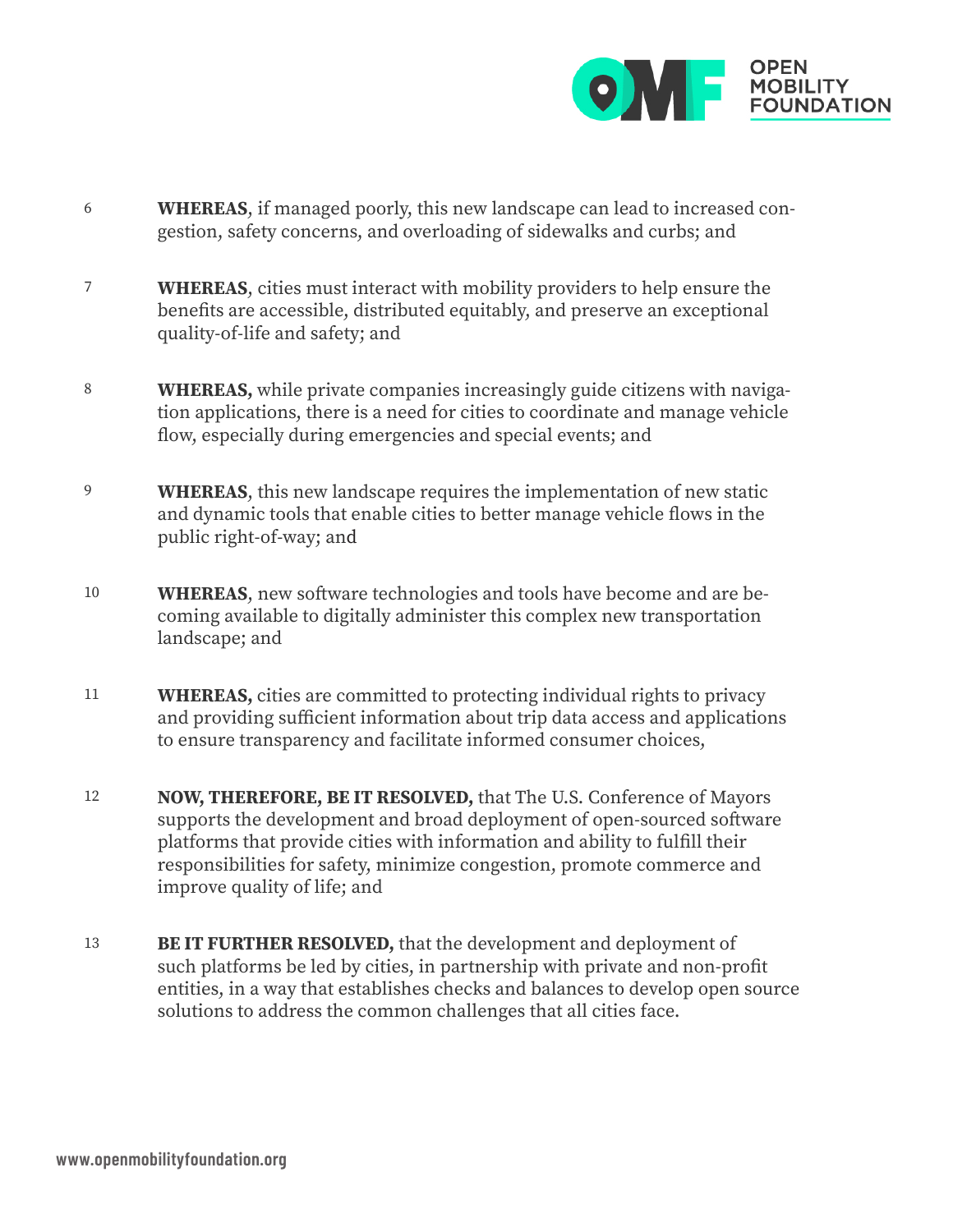6 **WHEREAS**, if managed poorly, this new landscape can lead to increased congestion, safety concerns, and overloading of sidewalks and curbs; and

7 **WHEREAS**, cities must interact with mobility providers to help ensure the benefits are accessible, distributed equitably, and preserve an exceptional quality-of-life and safety; and

8 **WHEREAS,** while private companies increasingly guide citizens with navigation applications, there is a need for cities to coordinate and manage vehicle flow, especially during emergencies and special events; and

9 **WHEREAS**, this new landscape requires the implementation of new static and dynamic tools that enable cities to better manage vehicle flows in the public right-of-way; and

10 **WHEREAS**, new software technologies and tools have become and are becoming available to digitally administer this complex new transportation landscape; and

11 **WHEREAS,** cities are committed to protecting individual rights to privacy and providing sufficient information about trip data access and applications to ensure transparency and facilitate informed consumer choices,

12 **NOW, THEREFORE, BE IT RESOLVED,** that The U.S. Conference of Mayors supports the development and broad deployment of open-sourced software platforms that provide cities with information and ability to fulfill their responsibilities for safety, minimize congestion, promote commerce and improve quality of life; and

13 **BE IT FURTHER RESOLVED,** that the development and deployment of such platforms be led by cities, in partnership with private and non-profit entities, in a way that establishes checks and balances to develop open source solutions to address the common challenges that all cities face.